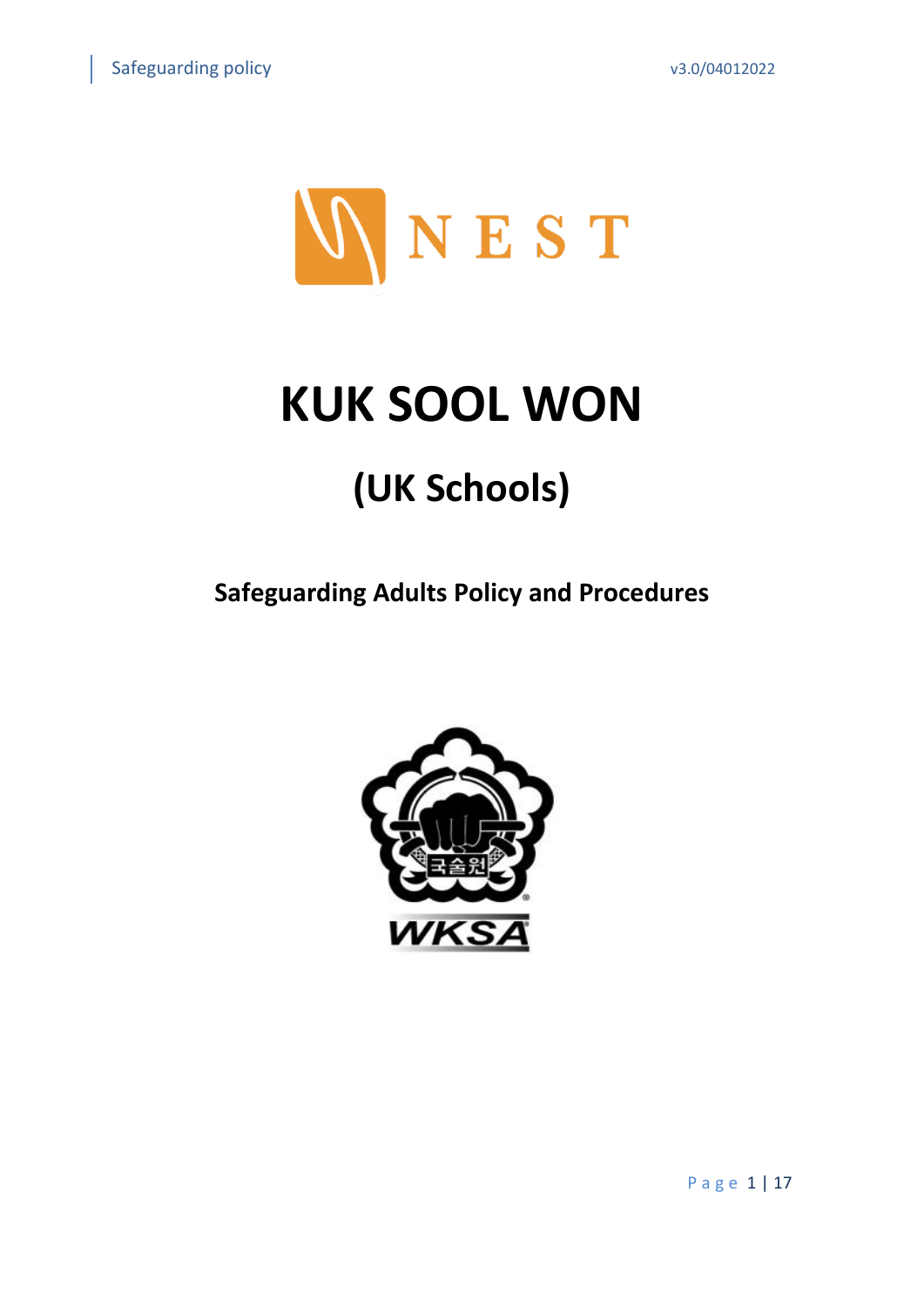# KUK SOOL WON

## (UK Schools)

### Safeguarding Adults Policy and Procedures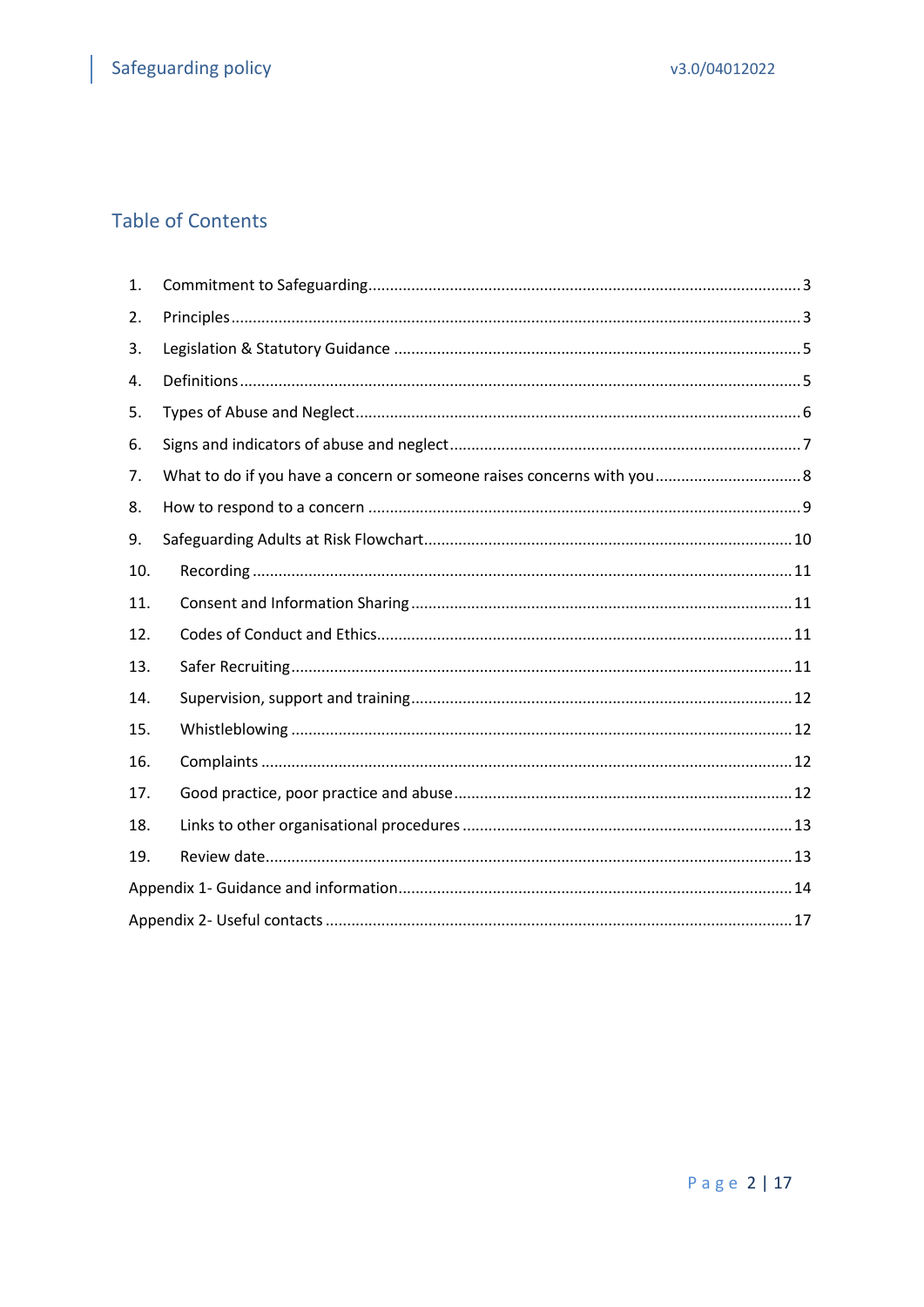## Table of Contents

1. Commitment to Safeguarding .................... 3
2. Principles .................... 3
3. Legislation & Statutory Guidance .................... 5
4. Definitions .................... 5
5. Types of Abuse and Neglect .................... 6
6. Signs and indicators of abuse and neglect .................... 7
7. What to do if you have a concern or someone raises concerns with you .................... 8
8. How to respond to a concern .................... 9
9. Safeguarding Adults at Risk Flowchart .................... 10
10. Recording .................... 11
11. Consent and Information Sharing .................... 11
12. Codes of Conduct and Ethics .................... 11
13. Safer Recruiting .................... 11
14. Supervision, support and training .................... 12
15. Whistleblowing .................... 12
16. Complaints .................... 12
17. Good practice, poor practice and abuse .................... 12
18. Links to other organisational procedures .................... 13
19. Review date .................... 13

Appendix 1- Guidance and information .................... 14

Appendix 2- Useful contacts .................... 17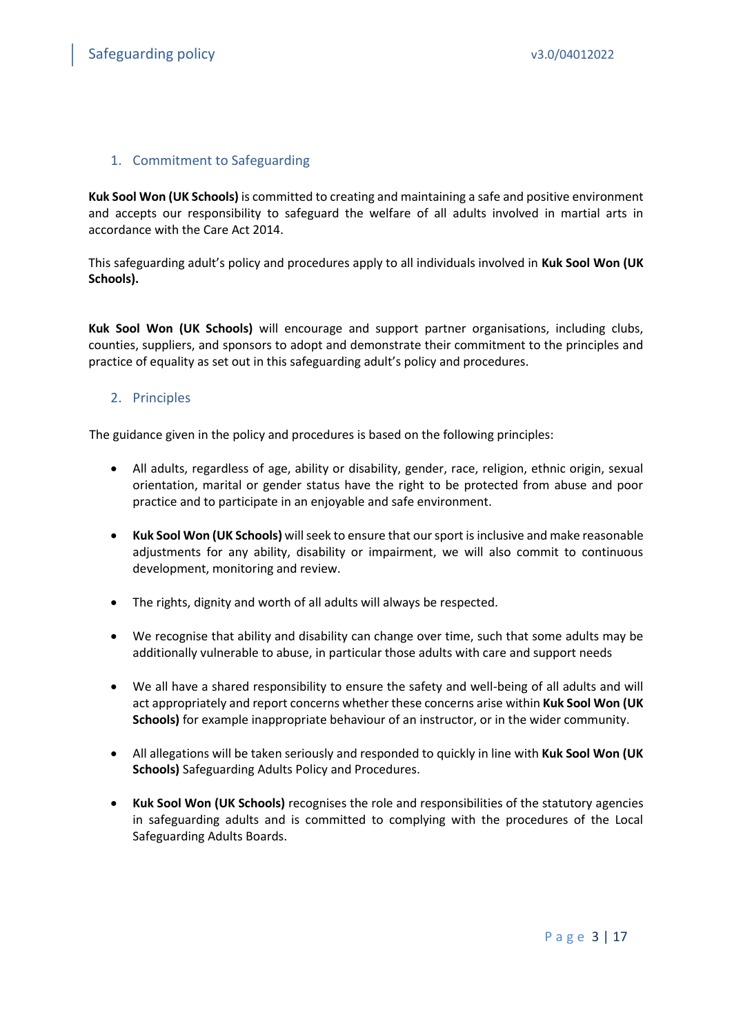## 1. Commitment to Safeguarding

**Kuk Sool Won (UK Schools)** is committed to creating and maintaining a safe and positive environment and accepts our responsibility to safeguard the welfare of all adults involved in martial arts in accordance with the Care Act 2014.

This safeguarding adult's policy and procedures apply to all individuals involved in **Kuk Sool Won (UK Schools).**

**Kuk Sool Won (UK Schools)** will encourage and support partner organisations, including clubs, counties, suppliers, and sponsors to adopt and demonstrate their commitment to the principles and practice of equality as set out in this safeguarding adult's policy and procedures.

## 2. Principles

The guidance given in the policy and procedures is based on the following principles:

- All adults, regardless of age, ability or disability, gender, race, religion, ethnic origin, sexual orientation, marital or gender status have the right to be protected from abuse and poor practice and to participate in an enjoyable and safe environment.
- **Kuk Sool Won (UK Schools)** will seek to ensure that our sport is inclusive and make reasonable adjustments for any ability, disability or impairment, we will also commit to continuous development, monitoring and review.
- The rights, dignity and worth of all adults will always be respected.
- We recognise that ability and disability can change over time, such that some adults may be additionally vulnerable to abuse, in particular those adults with care and support needs
- We all have a shared responsibility to ensure the safety and well-being of all adults and will act appropriately and report concerns whether these concerns arise within **Kuk Sool Won (UK Schools)** for example inappropriate behaviour of an instructor, or in the wider community.
- All allegations will be taken seriously and responded to quickly in line with **Kuk Sool Won (UK Schools)** Safeguarding Adults Policy and Procedures.
- **Kuk Sool Won (UK Schools)** recognises the role and responsibilities of the statutory agencies in safeguarding adults and is committed to complying with the procedures of the Local Safeguarding Adults Boards.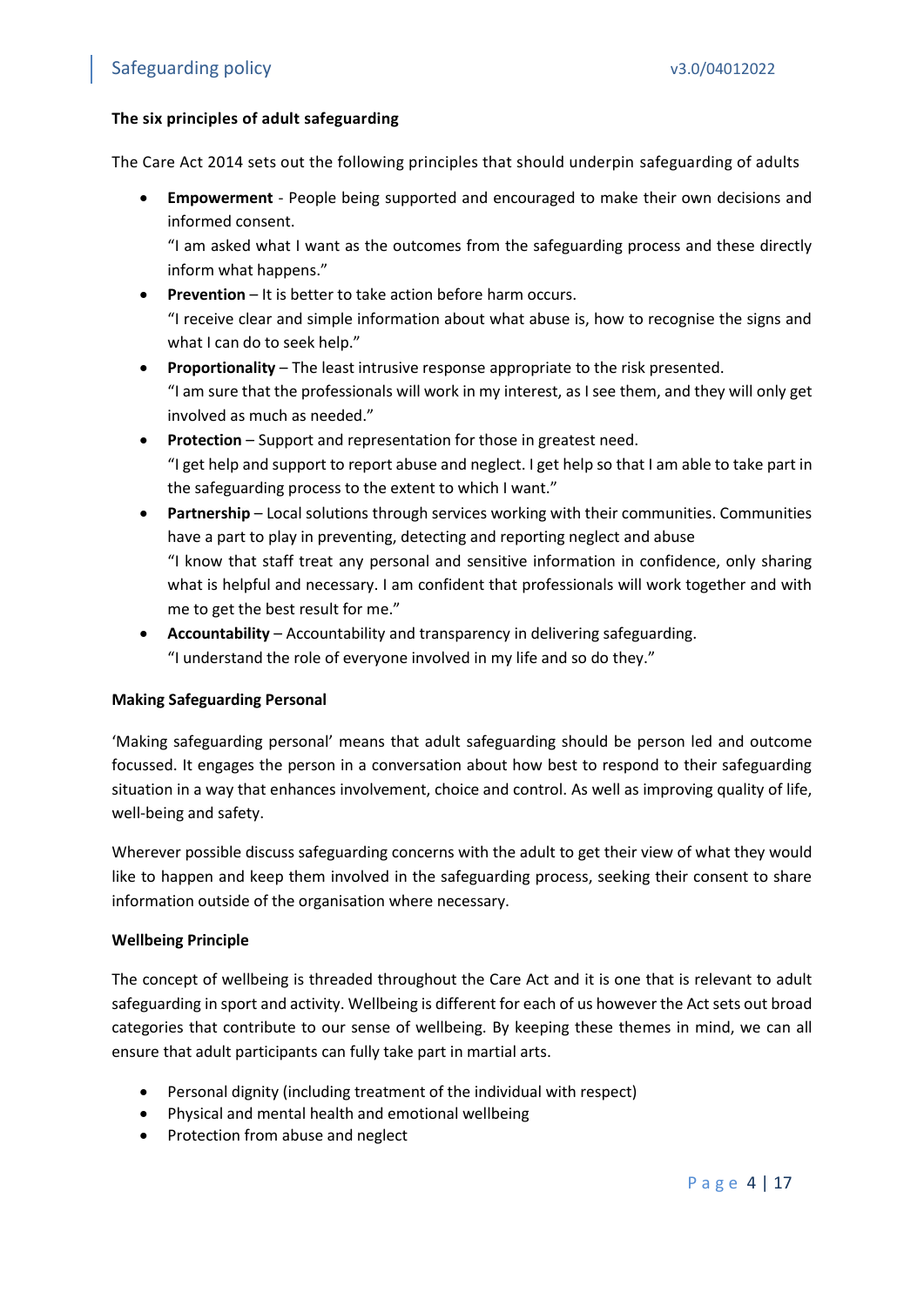**The six principles of adult safeguarding**

The Care Act 2014 sets out the following principles that should underpin safeguarding of adults

- **Empowerment** - People being supported and encouraged to make their own decisions and informed consent.
  "I am asked what I want as the outcomes from the safeguarding process and these directly inform what happens."
- **Prevention** – It is better to take action before harm occurs.
  "I receive clear and simple information about what abuse is, how to recognise the signs and what I can do to seek help."
- **Proportionality** – The least intrusive response appropriate to the risk presented.
  "I am sure that the professionals will work in my interest, as I see them, and they will only get involved as much as needed."
- **Protection** – Support and representation for those in greatest need.
  "I get help and support to report abuse and neglect. I get help so that I am able to take part in the safeguarding process to the extent to which I want."
- **Partnership** – Local solutions through services working with their communities. Communities have a part to play in preventing, detecting and reporting neglect and abuse
  "I know that staff treat any personal and sensitive information in confidence, only sharing what is helpful and necessary. I am confident that professionals will work together and with me to get the best result for me."
- **Accountability** – Accountability and transparency in delivering safeguarding.
  "I understand the role of everyone involved in my life and so do they."

**Making Safeguarding Personal**

'Making safeguarding personal' means that adult safeguarding should be person led and outcome focussed. It engages the person in a conversation about how best to respond to their safeguarding situation in a way that enhances involvement, choice and control. As well as improving quality of life, well-being and safety.

Wherever possible discuss safeguarding concerns with the adult to get their view of what they would like to happen and keep them involved in the safeguarding process, seeking their consent to share information outside of the organisation where necessary.

**Wellbeing Principle**

The concept of wellbeing is threaded throughout the Care Act and it is one that is relevant to adult safeguarding in sport and activity. Wellbeing is different for each of us however the Act sets out broad categories that contribute to our sense of wellbeing. By keeping these themes in mind, we can all ensure that adult participants can fully take part in martial arts.

- Personal dignity (including treatment of the individual with respect)
- Physical and mental health and emotional wellbeing
- Protection from abuse and neglect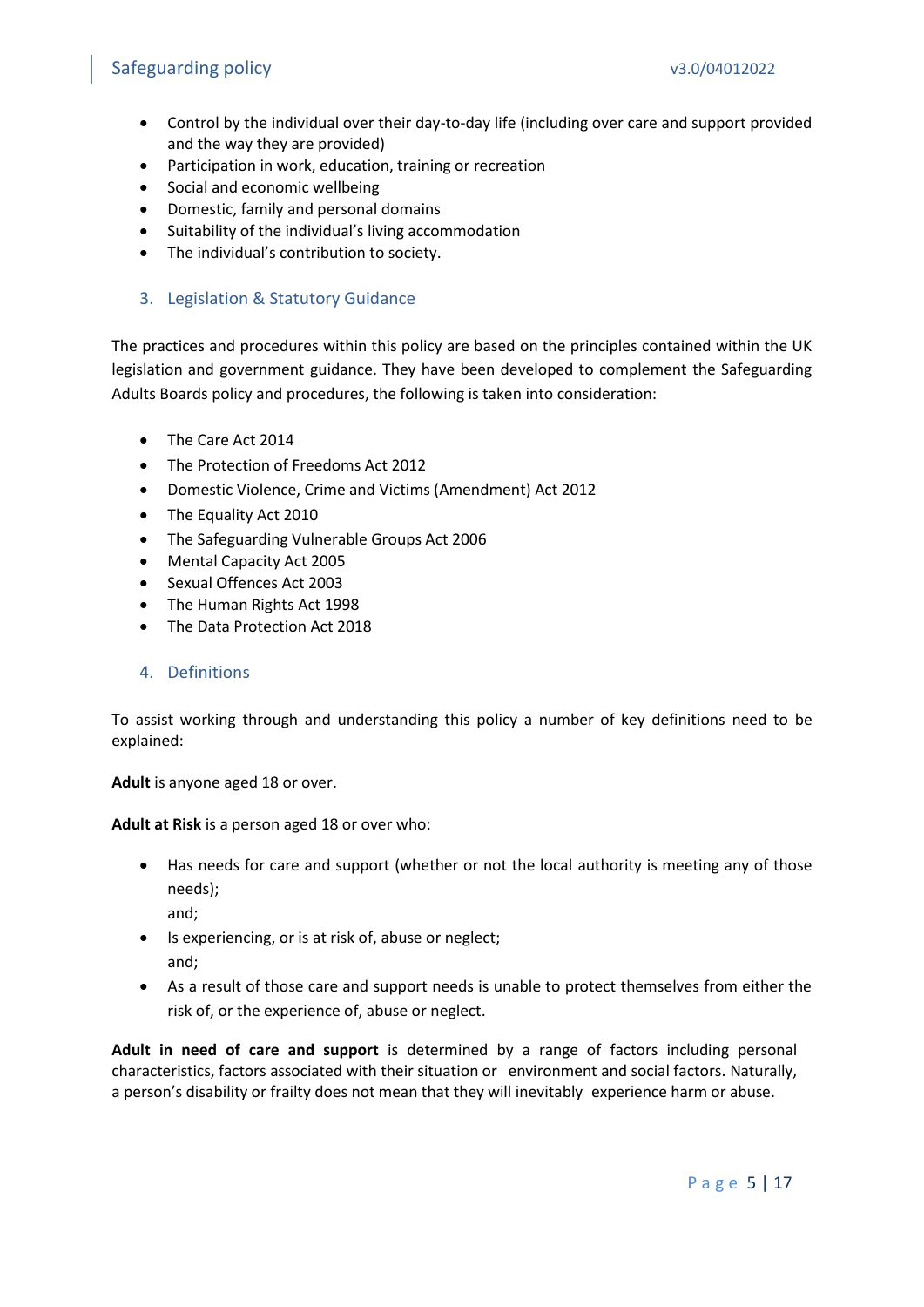- Control by the individual over their day-to-day life (including over care and support provided and the way they are provided)
- Participation in work, education, training or recreation
- Social and economic wellbeing
- Domestic, family and personal domains
- Suitability of the individual's living accommodation
- The individual's contribution to society.

## 3. Legislation & Statutory Guidance

The practices and procedures within this policy are based on the principles contained within the UK legislation and government guidance. They have been developed to complement the Safeguarding Adults Boards policy and procedures, the following is taken into consideration:

- The Care Act 2014
- The Protection of Freedoms Act 2012
- Domestic Violence, Crime and Victims (Amendment) Act 2012
- The Equality Act 2010
- The Safeguarding Vulnerable Groups Act 2006
- Mental Capacity Act 2005
- Sexual Offences Act 2003
- The Human Rights Act 1998
- The Data Protection Act 2018

## 4. Definitions

To assist working through and understanding this policy a number of key definitions need to be explained:

**Adult** is anyone aged 18 or over.

**Adult at Risk** is a person aged 18 or over who:

- Has needs for care and support (whether or not the local authority is meeting any of those needs);
  and;
- Is experiencing, or is at risk of, abuse or neglect;
  and;
- As a result of those care and support needs is unable to protect themselves from either the risk of, or the experience of, abuse or neglect.

**Adult in need of care and support** is determined by a range of factors including personal characteristics, factors associated with their situation or environment and social factors. Naturally, a person's disability or frailty does not mean that they will inevitably experience harm or abuse.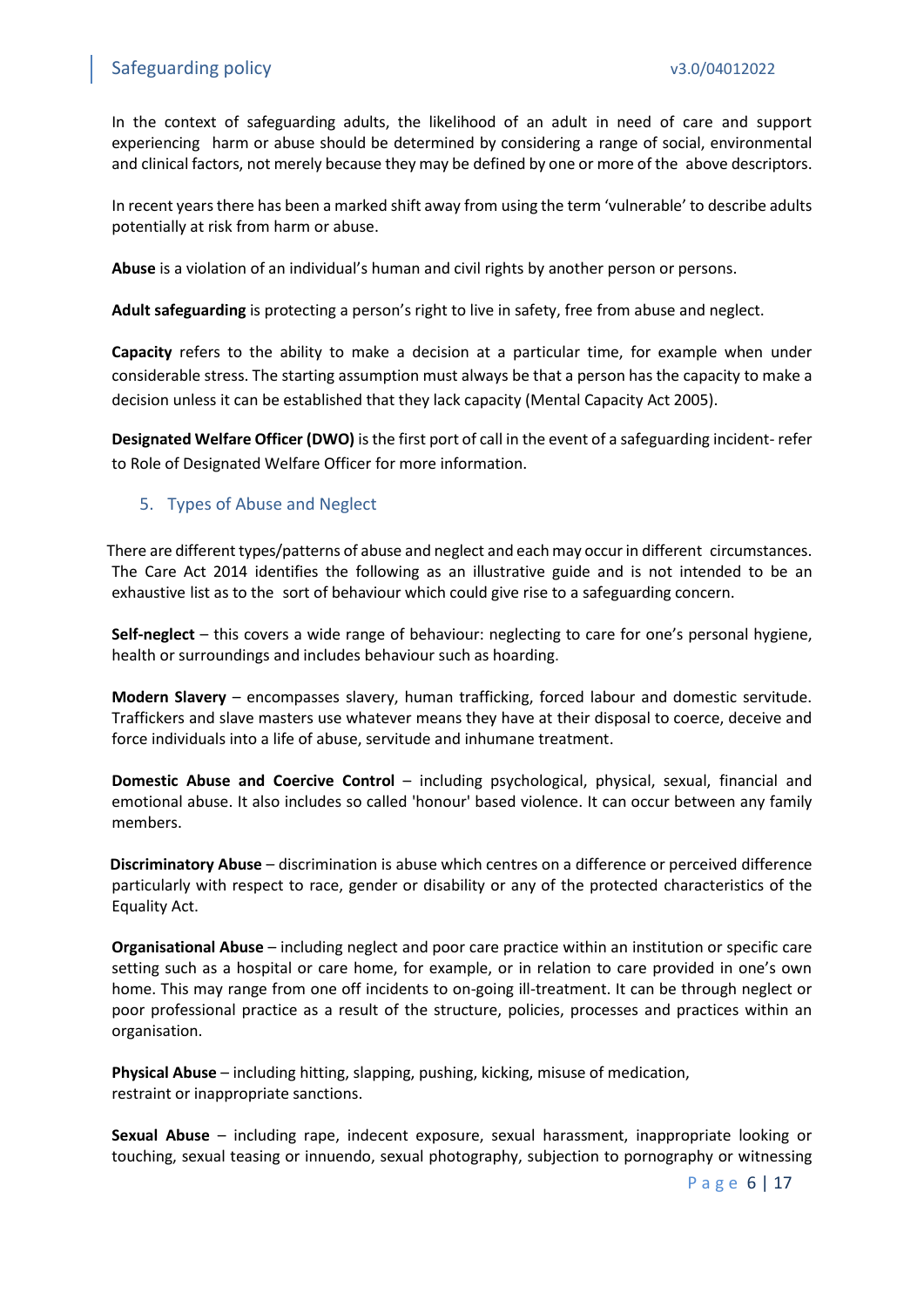In the context of safeguarding adults, the likelihood of an adult in need of care and support experiencing harm or abuse should be determined by considering a range of social, environmental and clinical factors, not merely because they may be defined by one or more of the above descriptors.

In recent years there has been a marked shift away from using the term 'vulnerable' to describe adults potentially at risk from harm or abuse.

**Abuse** is a violation of an individual's human and civil rights by another person or persons.

**Adult safeguarding** is protecting a person's right to live in safety, free from abuse and neglect.

**Capacity** refers to the ability to make a decision at a particular time, for example when under considerable stress. The starting assumption must always be that a person has the capacity to make a decision unless it can be established that they lack capacity (Mental Capacity Act 2005).

**Designated Welfare Officer (DWO)** is the first port of call in the event of a safeguarding incident- refer to Role of Designated Welfare Officer for more information.

## 5. Types of Abuse and Neglect

There are different types/patterns of abuse and neglect and each may occur in different circumstances. The Care Act 2014 identifies the following as an illustrative guide and is not intended to be an exhaustive list as to the sort of behaviour which could give rise to a safeguarding concern.

**Self-neglect** – this covers a wide range of behaviour: neglecting to care for one's personal hygiene, health or surroundings and includes behaviour such as hoarding.

**Modern Slavery** – encompasses slavery, human trafficking, forced labour and domestic servitude. Traffickers and slave masters use whatever means they have at their disposal to coerce, deceive and force individuals into a life of abuse, servitude and inhumane treatment.

**Domestic Abuse and Coercive Control** – including psychological, physical, sexual, financial and emotional abuse. It also includes so called 'honour' based violence. It can occur between any family members.

**Discriminatory Abuse** – discrimination is abuse which centres on a difference or perceived difference particularly with respect to race, gender or disability or any of the protected characteristics of the Equality Act.

**Organisational Abuse** – including neglect and poor care practice within an institution or specific care setting such as a hospital or care home, for example, or in relation to care provided in one's own home. This may range from one off incidents to on-going ill-treatment. It can be through neglect or poor professional practice as a result of the structure, policies, processes and practices within an organisation.

**Physical Abuse** – including hitting, slapping, pushing, kicking, misuse of medication, restraint or inappropriate sanctions.

**Sexual Abuse** – including rape, indecent exposure, sexual harassment, inappropriate looking or touching, sexual teasing or innuendo, sexual photography, subjection to pornography or witnessing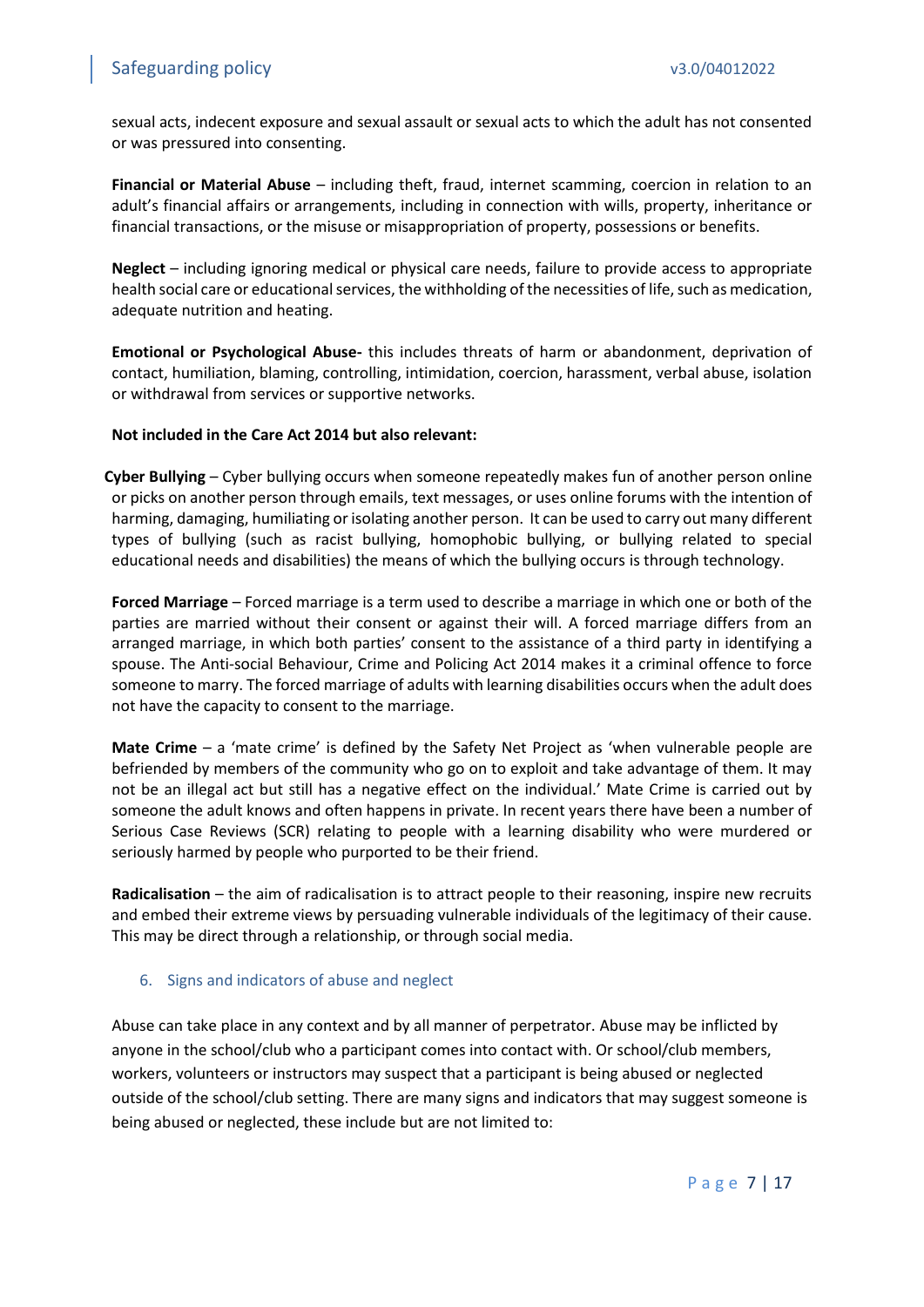sexual acts, indecent exposure and sexual assault or sexual acts to which the adult has not consented or was pressured into consenting.

**Financial or Material Abuse** – including theft, fraud, internet scamming, coercion in relation to an adult's financial affairs or arrangements, including in connection with wills, property, inheritance or financial transactions, or the misuse or misappropriation of property, possessions or benefits.

**Neglect** – including ignoring medical or physical care needs, failure to provide access to appropriate health social care or educational services, the withholding of the necessities of life, such as medication, adequate nutrition and heating.

**Emotional or Psychological Abuse-** this includes threats of harm or abandonment, deprivation of contact, humiliation, blaming, controlling, intimidation, coercion, harassment, verbal abuse, isolation or withdrawal from services or supportive networks.

**Not included in the Care Act 2014 but also relevant:**

**Cyber Bullying** – Cyber bullying occurs when someone repeatedly makes fun of another person online or picks on another person through emails, text messages, or uses online forums with the intention of harming, damaging, humiliating or isolating another person. It can be used to carry out many different types of bullying (such as racist bullying, homophobic bullying, or bullying related to special educational needs and disabilities) the means of which the bullying occurs is through technology.

**Forced Marriage** – Forced marriage is a term used to describe a marriage in which one or both of the parties are married without their consent or against their will. A forced marriage differs from an arranged marriage, in which both parties' consent to the assistance of a third party in identifying a spouse. The Anti-social Behaviour, Crime and Policing Act 2014 makes it a criminal offence to force someone to marry. The forced marriage of adults with learning disabilities occurs when the adult does not have the capacity to consent to the marriage.

**Mate Crime** – a 'mate crime' is defined by the Safety Net Project as 'when vulnerable people are befriended by members of the community who go on to exploit and take advantage of them. It may not be an illegal act but still has a negative effect on the individual.' Mate Crime is carried out by someone the adult knows and often happens in private. In recent years there have been a number of Serious Case Reviews (SCR) relating to people with a learning disability who were murdered or seriously harmed by people who purported to be their friend.

**Radicalisation** – the aim of radicalisation is to attract people to their reasoning, inspire new recruits and embed their extreme views by persuading vulnerable individuals of the legitimacy of their cause. This may be direct through a relationship, or through social media.

## 6. Signs and indicators of abuse and neglect

Abuse can take place in any context and by all manner of perpetrator. Abuse may be inflicted by anyone in the school/club who a participant comes into contact with. Or school/club members, workers, volunteers or instructors may suspect that a participant is being abused or neglected outside of the school/club setting. There are many signs and indicators that may suggest someone is being abused or neglected, these include but are not limited to: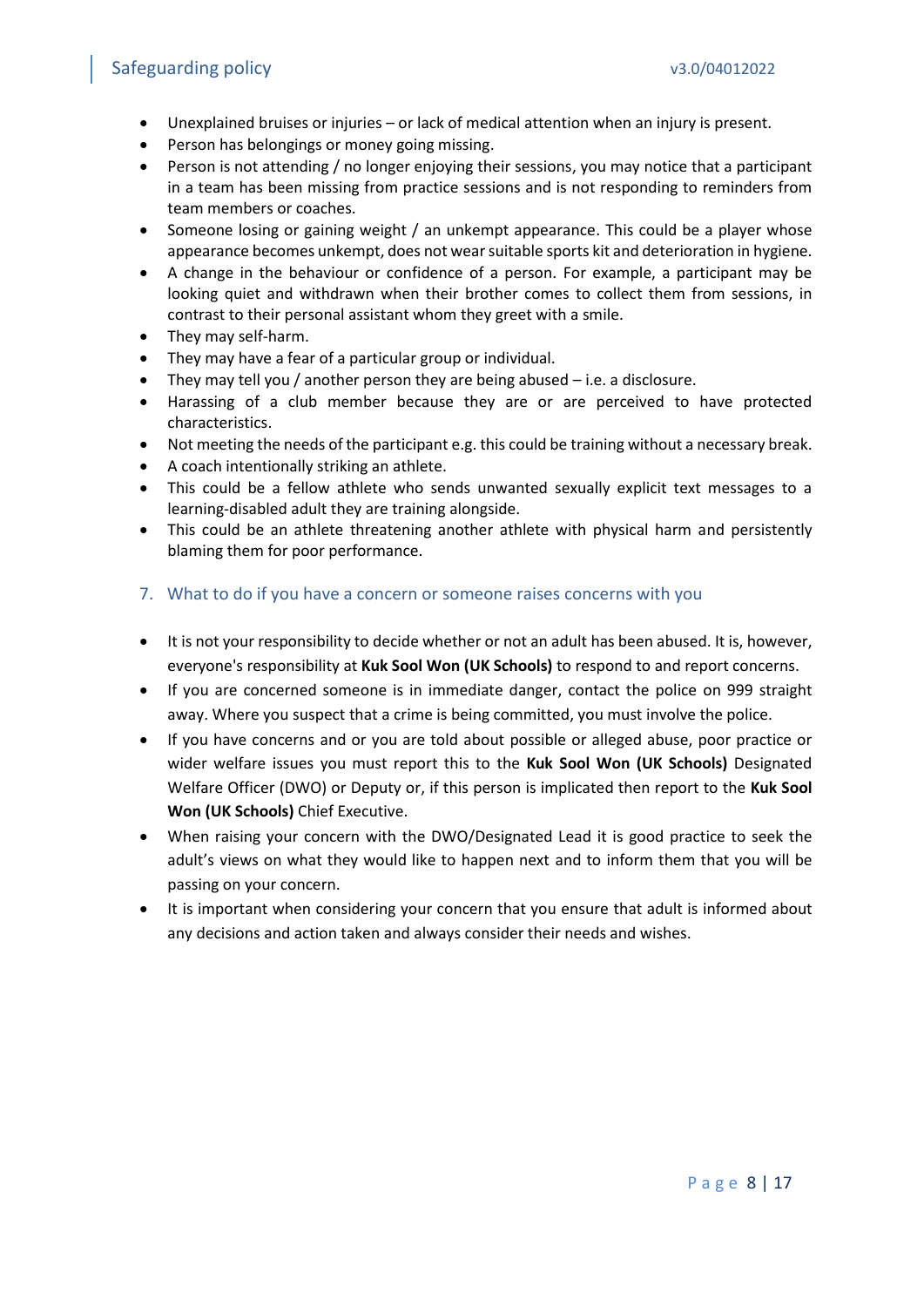- Unexplained bruises or injuries – or lack of medical attention when an injury is present.
- Person has belongings or money going missing.
- Person is not attending / no longer enjoying their sessions, you may notice that a participant in a team has been missing from practice sessions and is not responding to reminders from team members or coaches.
- Someone losing or gaining weight / an unkempt appearance. This could be a player whose appearance becomes unkempt, does not wear suitable sports kit and deterioration in hygiene.
- A change in the behaviour or confidence of a person. For example, a participant may be looking quiet and withdrawn when their brother comes to collect them from sessions, in contrast to their personal assistant whom they greet with a smile.
- They may self-harm.
- They may have a fear of a particular group or individual.
- They may tell you / another person they are being abused – i.e. a disclosure.
- Harassing of a club member because they are or are perceived to have protected characteristics.
- Not meeting the needs of the participant e.g. this could be training without a necessary break.
- A coach intentionally striking an athlete.
- This could be a fellow athlete who sends unwanted sexually explicit text messages to a learning-disabled adult they are training alongside.
- This could be an athlete threatening another athlete with physical harm and persistently blaming them for poor performance.

## 7. What to do if you have a concern or someone raises concerns with you

- It is not your responsibility to decide whether or not an adult has been abused. It is, however, everyone's responsibility at **Kuk Sool Won (UK Schools)** to respond to and report concerns.
- If you are concerned someone is in immediate danger, contact the police on 999 straight away. Where you suspect that a crime is being committed, you must involve the police.
- If you have concerns and or you are told about possible or alleged abuse, poor practice or wider welfare issues you must report this to the **Kuk Sool Won (UK Schools)** Designated Welfare Officer (DWO) or Deputy or, if this person is implicated then report to the **Kuk Sool Won (UK Schools)** Chief Executive.
- When raising your concern with the DWO/Designated Lead it is good practice to seek the adult's views on what they would like to happen next and to inform them that you will be passing on your concern.
- It is important when considering your concern that you ensure that adult is informed about any decisions and action taken and always consider their needs and wishes.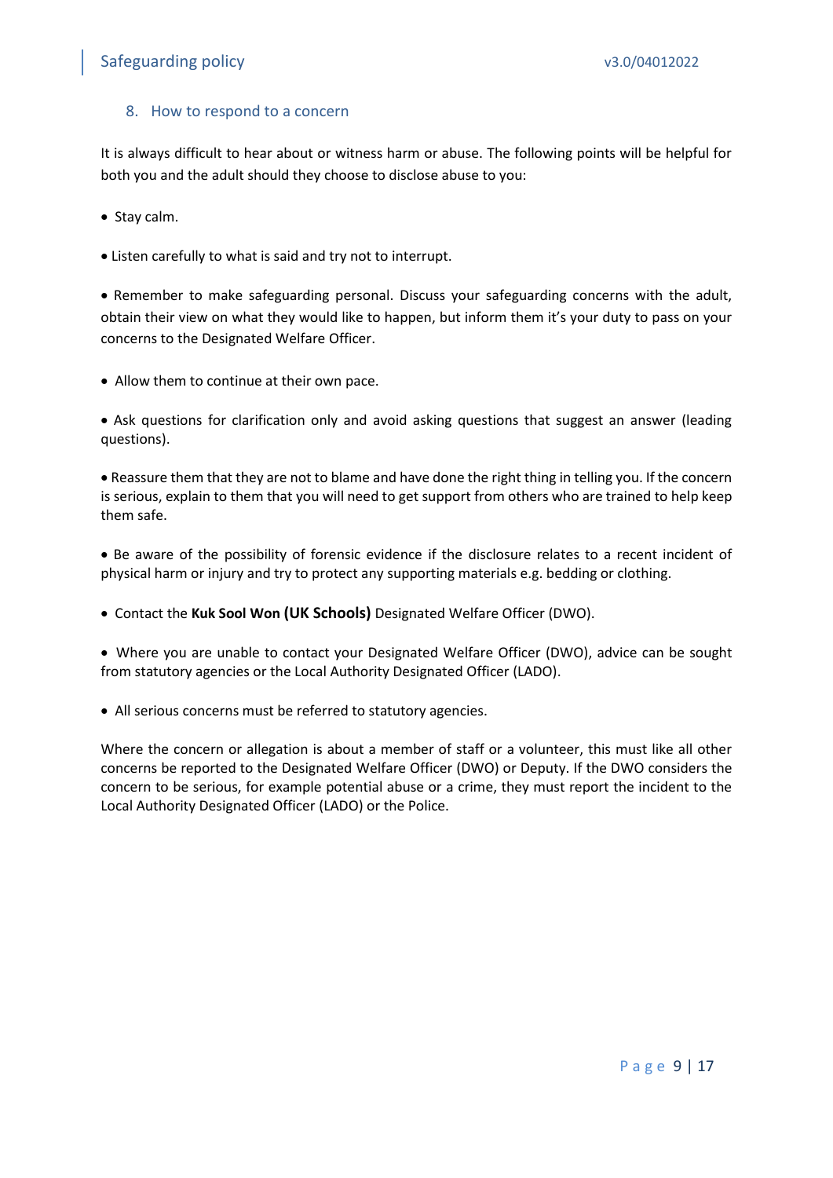## 8. How to respond to a concern

It is always difficult to hear about or witness harm or abuse. The following points will be helpful for both you and the adult should they choose to disclose abuse to you:

- Stay calm.
- Listen carefully to what is said and try not to interrupt.
- Remember to make safeguarding personal. Discuss your safeguarding concerns with the adult, obtain their view on what they would like to happen, but inform them it's your duty to pass on your concerns to the Designated Welfare Officer.
- Allow them to continue at their own pace.
- Ask questions for clarification only and avoid asking questions that suggest an answer (leading questions).
- Reassure them that they are not to blame and have done the right thing in telling you. If the concern is serious, explain to them that you will need to get support from others who are trained to help keep them safe.
- Be aware of the possibility of forensic evidence if the disclosure relates to a recent incident of physical harm or injury and try to protect any supporting materials e.g. bedding or clothing.
- Contact the **Kuk Sool Won (UK Schools)** Designated Welfare Officer (DWO).
- Where you are unable to contact your Designated Welfare Officer (DWO), advice can be sought from statutory agencies or the Local Authority Designated Officer (LADO).
- All serious concerns must be referred to statutory agencies.

Where the concern or allegation is about a member of staff or a volunteer, this must like all other concerns be reported to the Designated Welfare Officer (DWO) or Deputy. If the DWO considers the concern to be serious, for example potential abuse or a crime, they must report the incident to the Local Authority Designated Officer (LADO) or the Police.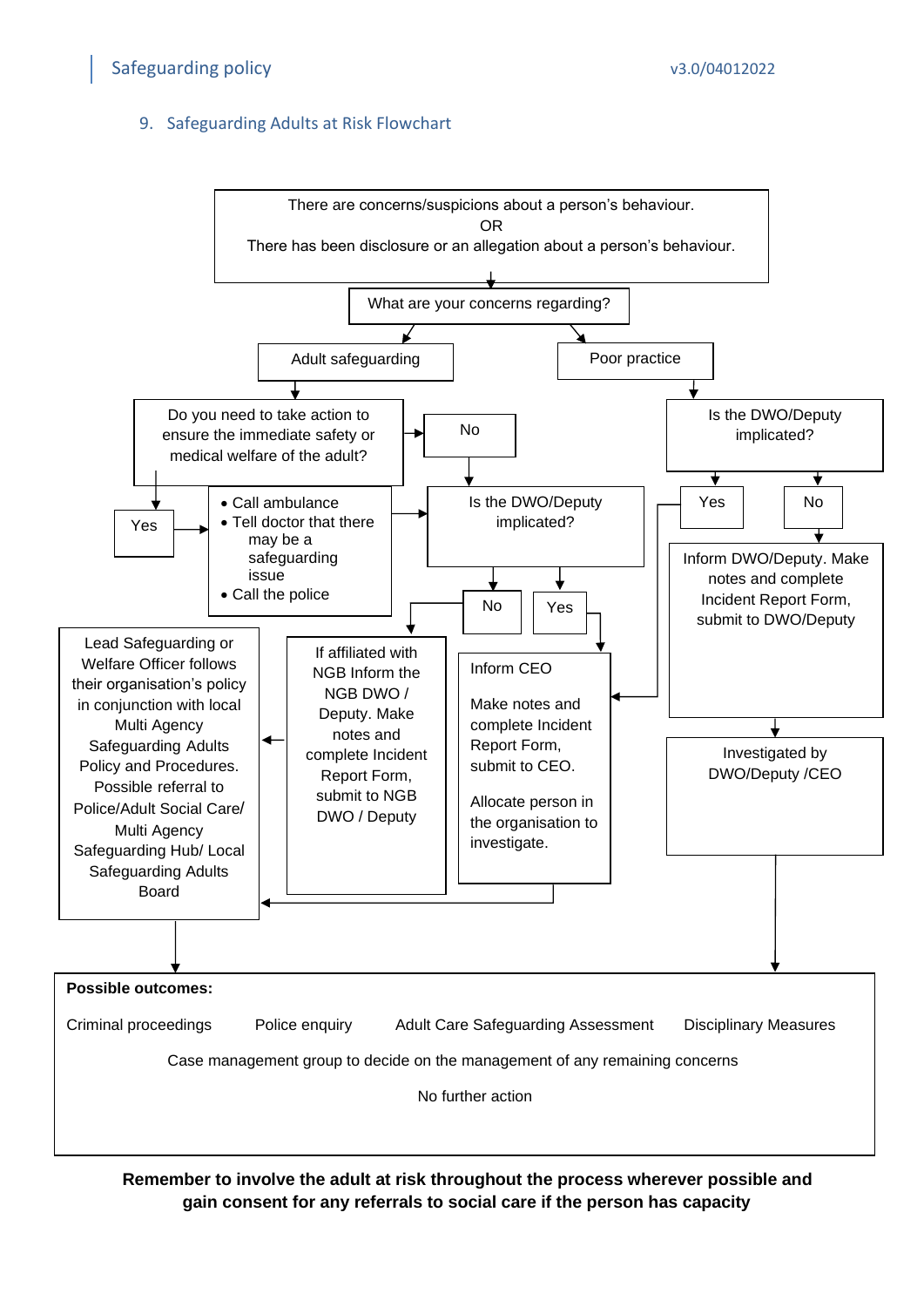## 9. Safeguarding Adults at Risk Flowchart

There are concerns/suspicions about a person's behaviour.
OR
There has been disclosure or an allegation about a person's behaviour.

What are your concerns regarding?

Adult safeguarding

Poor practice

Do you need to take action to ensure the immediate safety or medical welfare of the adult?

No

Is the DWO/Deputy implicated?

Yes

- Call ambulance
- Tell doctor that there may be a safeguarding issue
- Call the police

Is the DWO/Deputy implicated?

Yes

No

No

Yes

Inform DWO/Deputy. Make notes and complete Incident Report Form, submit to DWO/Deputy

Lead Safeguarding or Welfare Officer follows their organisation's policy in conjunction with local Multi Agency Safeguarding Adults Policy and Procedures. Possible referral to Police/Adult Social Care/ Multi Agency Safeguarding Hub/ Local Safeguarding Adults Board

If affiliated with NGB Inform the NGB DWO / Deputy. Make notes and complete Incident Report Form, submit to NGB DWO / Deputy

Inform CEO

Make notes and complete Incident Report Form, submit to CEO.

Allocate person in the organisation to investigate.

Investigated by DWO/Deputy /CEO

**Possible outcomes:**

Criminal proceedings    Police enquiry    Adult Care Safeguarding Assessment    Disciplinary Measures

Case management group to decide on the management of any remaining concerns

No further action

**Remember to involve the adult at risk throughout the process wherever possible and gain consent for any referrals to social care if the person has capacity**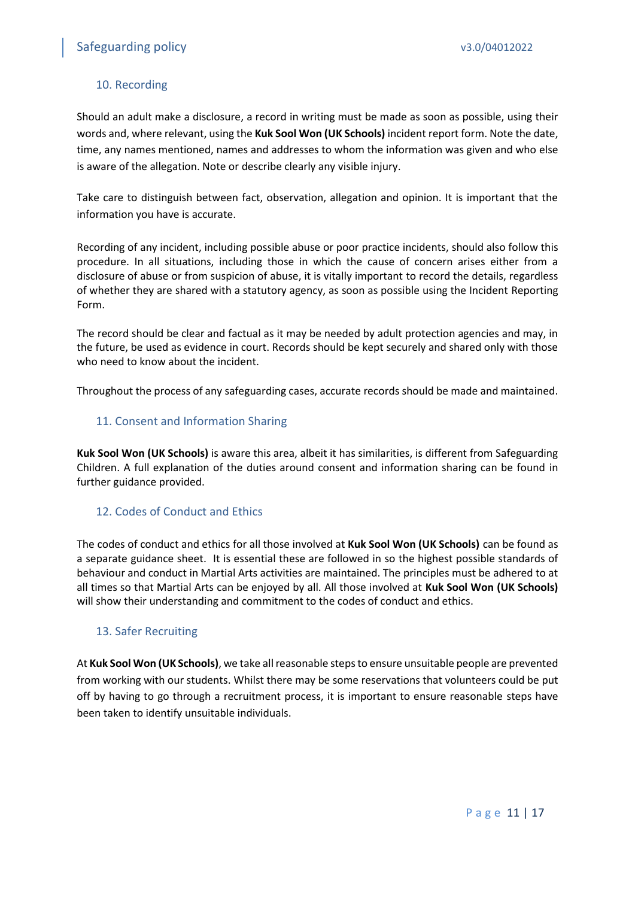## 10. Recording

Should an adult make a disclosure, a record in writing must be made as soon as possible, using their words and, where relevant, using the **Kuk Sool Won (UK Schools)** incident report form. Note the date, time, any names mentioned, names and addresses to whom the information was given and who else is aware of the allegation. Note or describe clearly any visible injury.

Take care to distinguish between fact, observation, allegation and opinion. It is important that the information you have is accurate.

Recording of any incident, including possible abuse or poor practice incidents, should also follow this procedure. In all situations, including those in which the cause of concern arises either from a disclosure of abuse or from suspicion of abuse, it is vitally important to record the details, regardless of whether they are shared with a statutory agency, as soon as possible using the Incident Reporting Form.

The record should be clear and factual as it may be needed by adult protection agencies and may, in the future, be used as evidence in court. Records should be kept securely and shared only with those who need to know about the incident.

Throughout the process of any safeguarding cases, accurate records should be made and maintained.

## 11. Consent and Information Sharing

**Kuk Sool Won (UK Schools)** is aware this area, albeit it has similarities, is different from Safeguarding Children. A full explanation of the duties around consent and information sharing can be found in further guidance provided.

## 12. Codes of Conduct and Ethics

The codes of conduct and ethics for all those involved at **Kuk Sool Won (UK Schools)** can be found as a separate guidance sheet. It is essential these are followed in so the highest possible standards of behaviour and conduct in Martial Arts activities are maintained. The principles must be adhered to at all times so that Martial Arts can be enjoyed by all. All those involved at **Kuk Sool Won (UK Schools)** will show their understanding and commitment to the codes of conduct and ethics.

## 13. Safer Recruiting

At **Kuk Sool Won (UK Schools)**, we take all reasonable steps to ensure unsuitable people are prevented from working with our students. Whilst there may be some reservations that volunteers could be put off by having to go through a recruitment process, it is important to ensure reasonable steps have been taken to identify unsuitable individuals.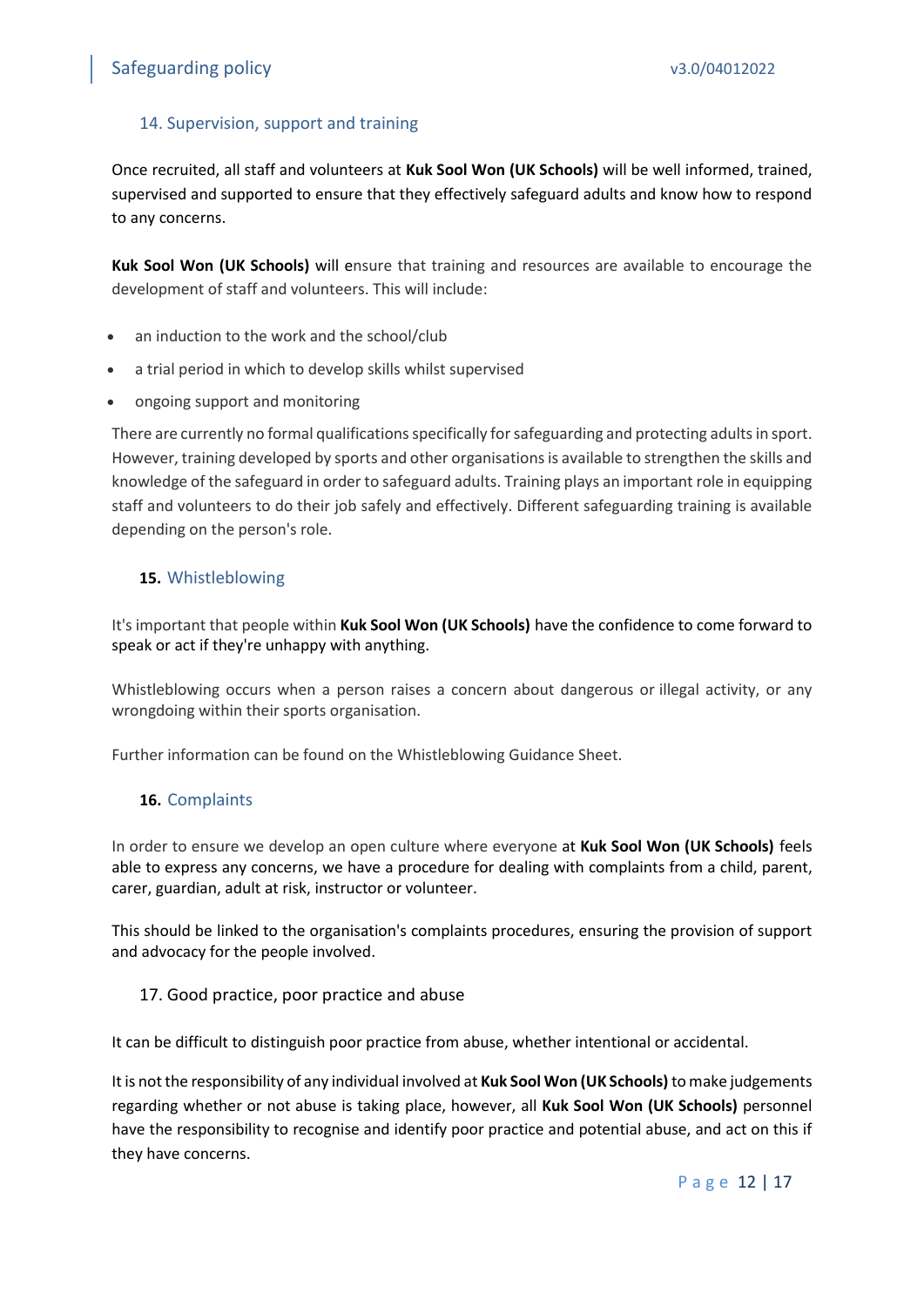## 14. Supervision, support and training

Once recruited, all staff and volunteers at **Kuk Sool Won (UK Schools)** will be well informed, trained, supervised and supported to ensure that they effectively safeguard adults and know how to respond to any concerns.

**Kuk Sool Won (UK Schools)** will ensure that training and resources are available to encourage the development of staff and volunteers. This will include:

- an induction to the work and the school/club
- a trial period in which to develop skills whilst supervised
- ongoing support and monitoring

There are currently no formal qualifications specifically for safeguarding and protecting adults in sport. However, training developed by sports and other organisations is available to strengthen the skills and knowledge of the safeguard in order to safeguard adults. Training plays an important role in equipping staff and volunteers to do their job safely and effectively. Different safeguarding training is available depending on the person's role.

## 15. Whistleblowing

It's important that people within **Kuk Sool Won (UK Schools)** have the confidence to come forward to speak or act if they're unhappy with anything.

Whistleblowing occurs when a person raises a concern about dangerous or illegal activity, or any wrongdoing within their sports organisation.

Further information can be found on the Whistleblowing Guidance Sheet.

## 16. Complaints

In order to ensure we develop an open culture where everyone at **Kuk Sool Won (UK Schools)** feels able to express any concerns, we have a procedure for dealing with complaints from a child, parent, carer, guardian, adult at risk, instructor or volunteer.

This should be linked to the organisation's complaints procedures, ensuring the provision of support and advocacy for the people involved.

## 17. Good practice, poor practice and abuse

It can be difficult to distinguish poor practice from abuse, whether intentional or accidental.

It is not the responsibility of any individual involved at **Kuk Sool Won (UK Schools)** to make judgements regarding whether or not abuse is taking place, however, all **Kuk Sool Won (UK Schools)** personnel have the responsibility to recognise and identify poor practice and potential abuse, and act on this if they have concerns.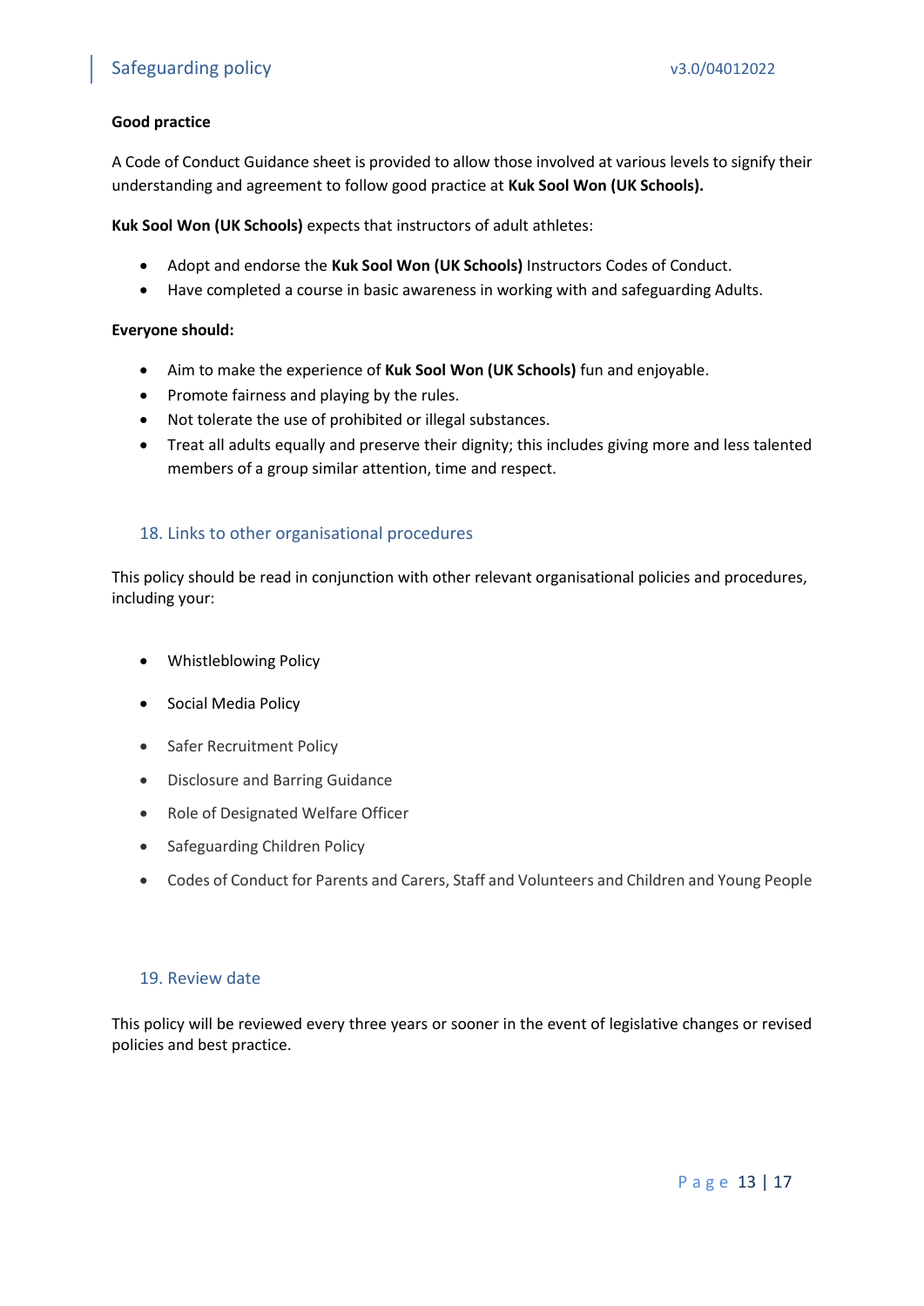**Good practice**

A Code of Conduct Guidance sheet is provided to allow those involved at various levels to signify their understanding and agreement to follow good practice at **Kuk Sool Won (UK Schools).**

**Kuk Sool Won (UK Schools)** expects that instructors of adult athletes:

- Adopt and endorse the **Kuk Sool Won (UK Schools)** Instructors Codes of Conduct.
- Have completed a course in basic awareness in working with and safeguarding Adults.

**Everyone should:**

- Aim to make the experience of **Kuk Sool Won (UK Schools)** fun and enjoyable.
- Promote fairness and playing by the rules.
- Not tolerate the use of prohibited or illegal substances.
- Treat all adults equally and preserve their dignity; this includes giving more and less talented members of a group similar attention, time and respect.

## 18. Links to other organisational procedures

This policy should be read in conjunction with other relevant organisational policies and procedures, including your:

- Whistleblowing Policy
- Social Media Policy
- Safer Recruitment Policy
- Disclosure and Barring Guidance
- Role of Designated Welfare Officer
- Safeguarding Children Policy
- Codes of Conduct for Parents and Carers, Staff and Volunteers and Children and Young People

## 19. Review date

This policy will be reviewed every three years or sooner in the event of legislative changes or revised policies and best practice.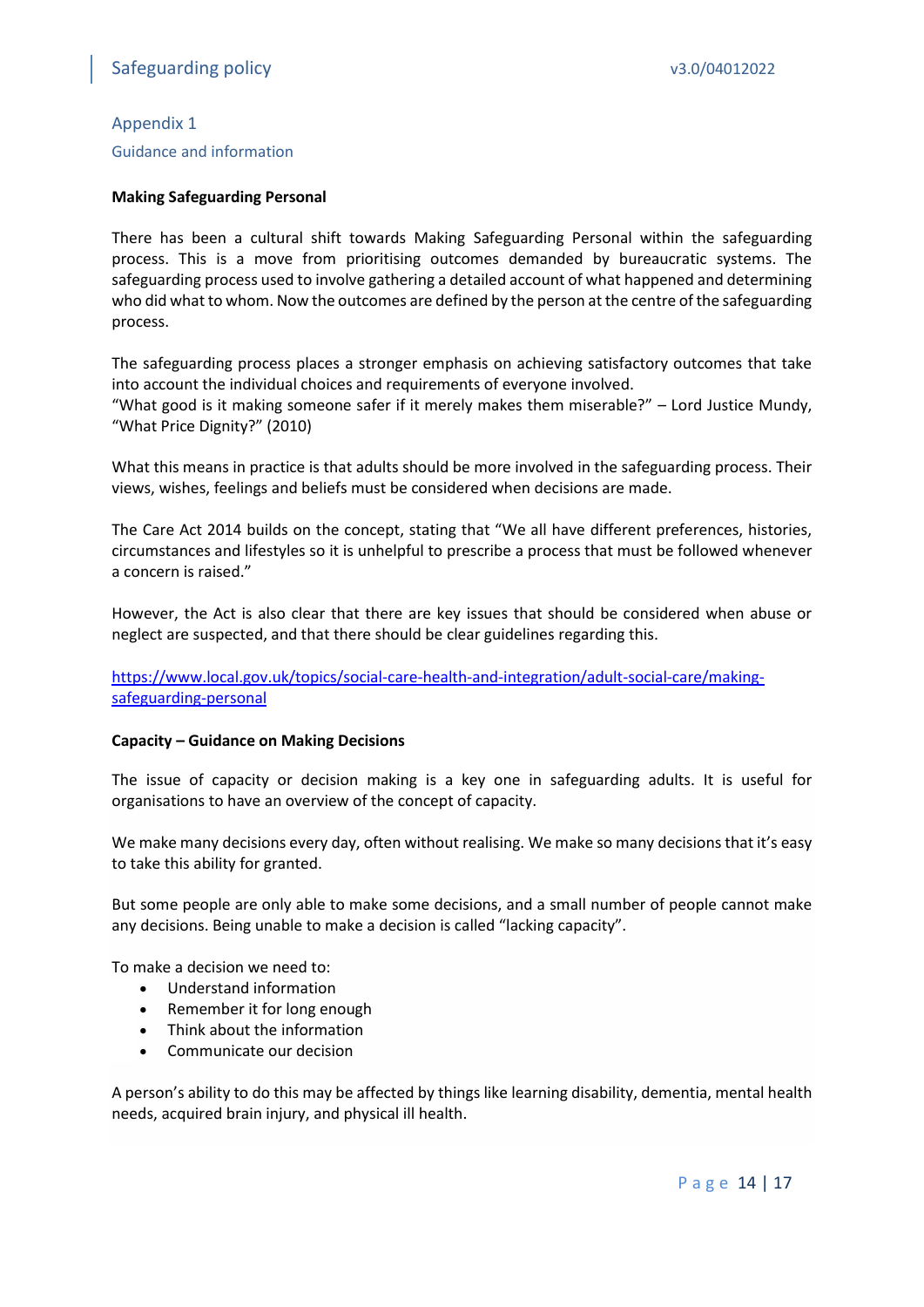## Appendix 1

### Guidance and information

**Making Safeguarding Personal**

There has been a cultural shift towards Making Safeguarding Personal within the safeguarding process. This is a move from prioritising outcomes demanded by bureaucratic systems. The safeguarding process used to involve gathering a detailed account of what happened and determining who did what to whom. Now the outcomes are defined by the person at the centre of the safeguarding process.

The safeguarding process places a stronger emphasis on achieving satisfactory outcomes that take into account the individual choices and requirements of everyone involved.
"What good is it making someone safer if it merely makes them miserable?" – Lord Justice Mundy, "What Price Dignity?" (2010)

What this means in practice is that adults should be more involved in the safeguarding process. Their views, wishes, feelings and beliefs must be considered when decisions are made.

The Care Act 2014 builds on the concept, stating that "We all have different preferences, histories, circumstances and lifestyles so it is unhelpful to prescribe a process that must be followed whenever a concern is raised."

However, the Act is also clear that there are key issues that should be considered when abuse or neglect are suspected, and that there should be clear guidelines regarding this.

[https://www.local.gov.uk/topics/social-care-health-and-integration/adult-social-care/making-safeguarding-personal](https://www.local.gov.uk/topics/social-care-health-and-integration/adult-social-care/making-safeguarding-personal)

**Capacity – Guidance on Making Decisions**

The issue of capacity or decision making is a key one in safeguarding adults. It is useful for organisations to have an overview of the concept of capacity.

We make many decisions every day, often without realising. We make so many decisions that it's easy to take this ability for granted.

But some people are only able to make some decisions, and a small number of people cannot make any decisions. Being unable to make a decision is called "lacking capacity".

To make a decision we need to:

- Understand information
- Remember it for long enough
- Think about the information
- Communicate our decision

A person's ability to do this may be affected by things like learning disability, dementia, mental health needs, acquired brain injury, and physical ill health.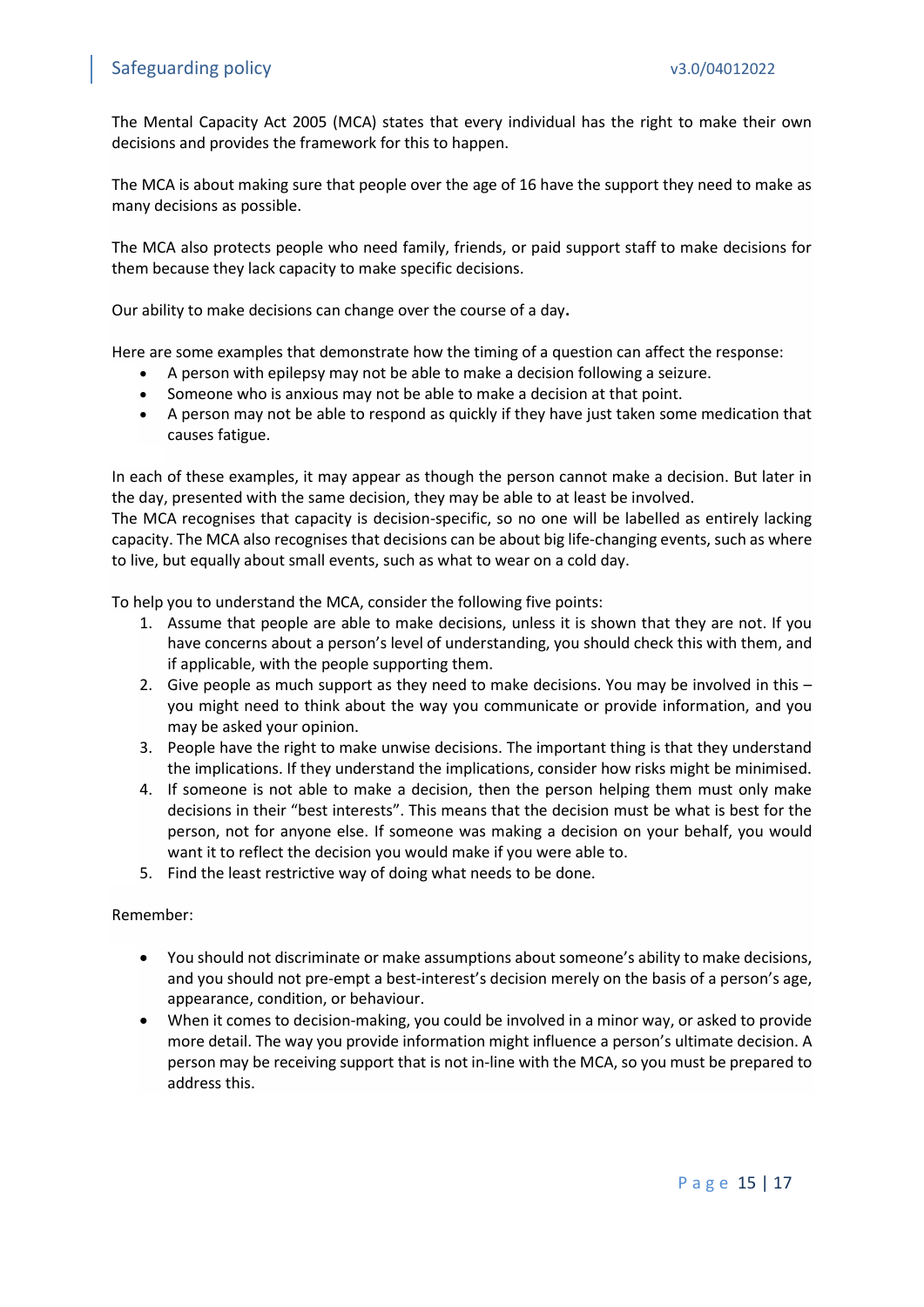The Mental Capacity Act 2005 (MCA) states that every individual has the right to make their own decisions and provides the framework for this to happen.

The MCA is about making sure that people over the age of 16 have the support they need to make as many decisions as possible.

The MCA also protects people who need family, friends, or paid support staff to make decisions for them because they lack capacity to make specific decisions.

Our ability to make decisions can change over the course of a day**.**

Here are some examples that demonstrate how the timing of a question can affect the response:

- A person with epilepsy may not be able to make a decision following a seizure.
- Someone who is anxious may not be able to make a decision at that point.
- A person may not be able to respond as quickly if they have just taken some medication that causes fatigue.

In each of these examples, it may appear as though the person cannot make a decision. But later in the day, presented with the same decision, they may be able to at least be involved.
The MCA recognises that capacity is decision-specific, so no one will be labelled as entirely lacking capacity. The MCA also recognises that decisions can be about big life-changing events, such as where to live, but equally about small events, such as what to wear on a cold day.

To help you to understand the MCA, consider the following five points:

1. Assume that people are able to make decisions, unless it is shown that they are not. If you have concerns about a person's level of understanding, you should check this with them, and if applicable, with the people supporting them.
2. Give people as much support as they need to make decisions. You may be involved in this – you might need to think about the way you communicate or provide information, and you may be asked your opinion.
3. People have the right to make unwise decisions. The important thing is that they understand the implications. If they understand the implications, consider how risks might be minimised.
4. If someone is not able to make a decision, then the person helping them must only make decisions in their "best interests". This means that the decision must be what is best for the person, not for anyone else. If someone was making a decision on your behalf, you would want it to reflect the decision you would make if you were able to.
5. Find the least restrictive way of doing what needs to be done.

Remember:

- You should not discriminate or make assumptions about someone's ability to make decisions, and you should not pre-empt a best-interest's decision merely on the basis of a person's age, appearance, condition, or behaviour.
- When it comes to decision-making, you could be involved in a minor way, or asked to provide more detail. The way you provide information might influence a person's ultimate decision. A person may be receiving support that is not in-line with the MCA, so you must be prepared to address this.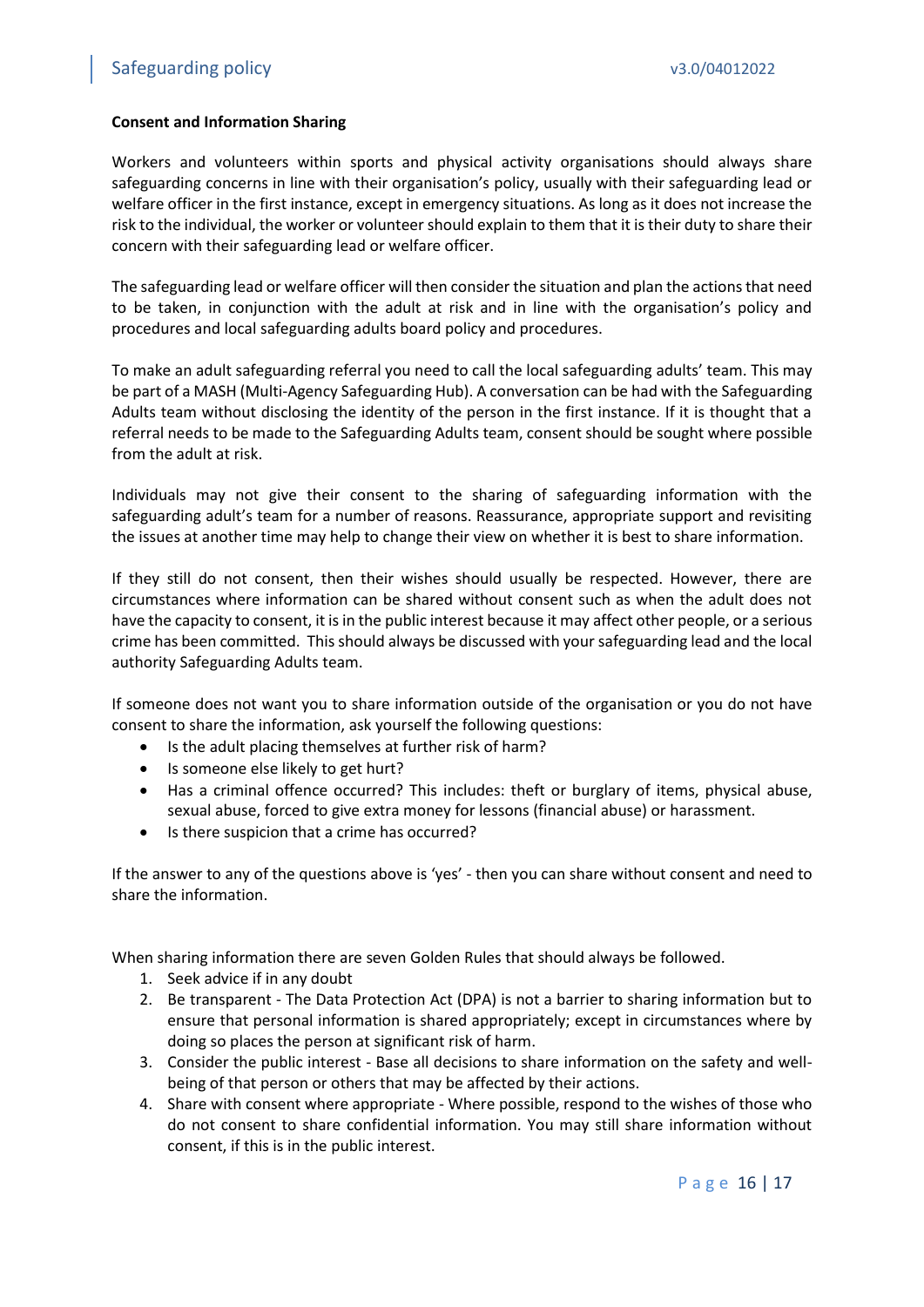**Consent and Information Sharing**

Workers and volunteers within sports and physical activity organisations should always share safeguarding concerns in line with their organisation's policy, usually with their safeguarding lead or welfare officer in the first instance, except in emergency situations. As long as it does not increase the risk to the individual, the worker or volunteer should explain to them that it is their duty to share their concern with their safeguarding lead or welfare officer.

The safeguarding lead or welfare officer will then consider the situation and plan the actions that need to be taken, in conjunction with the adult at risk and in line with the organisation's policy and procedures and local safeguarding adults board policy and procedures.

To make an adult safeguarding referral you need to call the local safeguarding adults' team. This may be part of a MASH (Multi-Agency Safeguarding Hub). A conversation can be had with the Safeguarding Adults team without disclosing the identity of the person in the first instance. If it is thought that a referral needs to be made to the Safeguarding Adults team, consent should be sought where possible from the adult at risk.

Individuals may not give their consent to the sharing of safeguarding information with the safeguarding adult's team for a number of reasons. Reassurance, appropriate support and revisiting the issues at another time may help to change their view on whether it is best to share information.

If they still do not consent, then their wishes should usually be respected. However, there are circumstances where information can be shared without consent such as when the adult does not have the capacity to consent, it is in the public interest because it may affect other people, or a serious crime has been committed. This should always be discussed with your safeguarding lead and the local authority Safeguarding Adults team.

If someone does not want you to share information outside of the organisation or you do not have consent to share the information, ask yourself the following questions:

- Is the adult placing themselves at further risk of harm?
- Is someone else likely to get hurt?
- Has a criminal offence occurred? This includes: theft or burglary of items, physical abuse, sexual abuse, forced to give extra money for lessons (financial abuse) or harassment.
- Is there suspicion that a crime has occurred?

If the answer to any of the questions above is 'yes' - then you can share without consent and need to share the information.

When sharing information there are seven Golden Rules that should always be followed.

1. Seek advice if in any doubt
2. Be transparent - The Data Protection Act (DPA) is not a barrier to sharing information but to ensure that personal information is shared appropriately; except in circumstances where by doing so places the person at significant risk of harm.
3. Consider the public interest - Base all decisions to share information on the safety and well-being of that person or others that may be affected by their actions.
4. Share with consent where appropriate - Where possible, respond to the wishes of those who do not consent to share confidential information. You may still share information without consent, if this is in the public interest.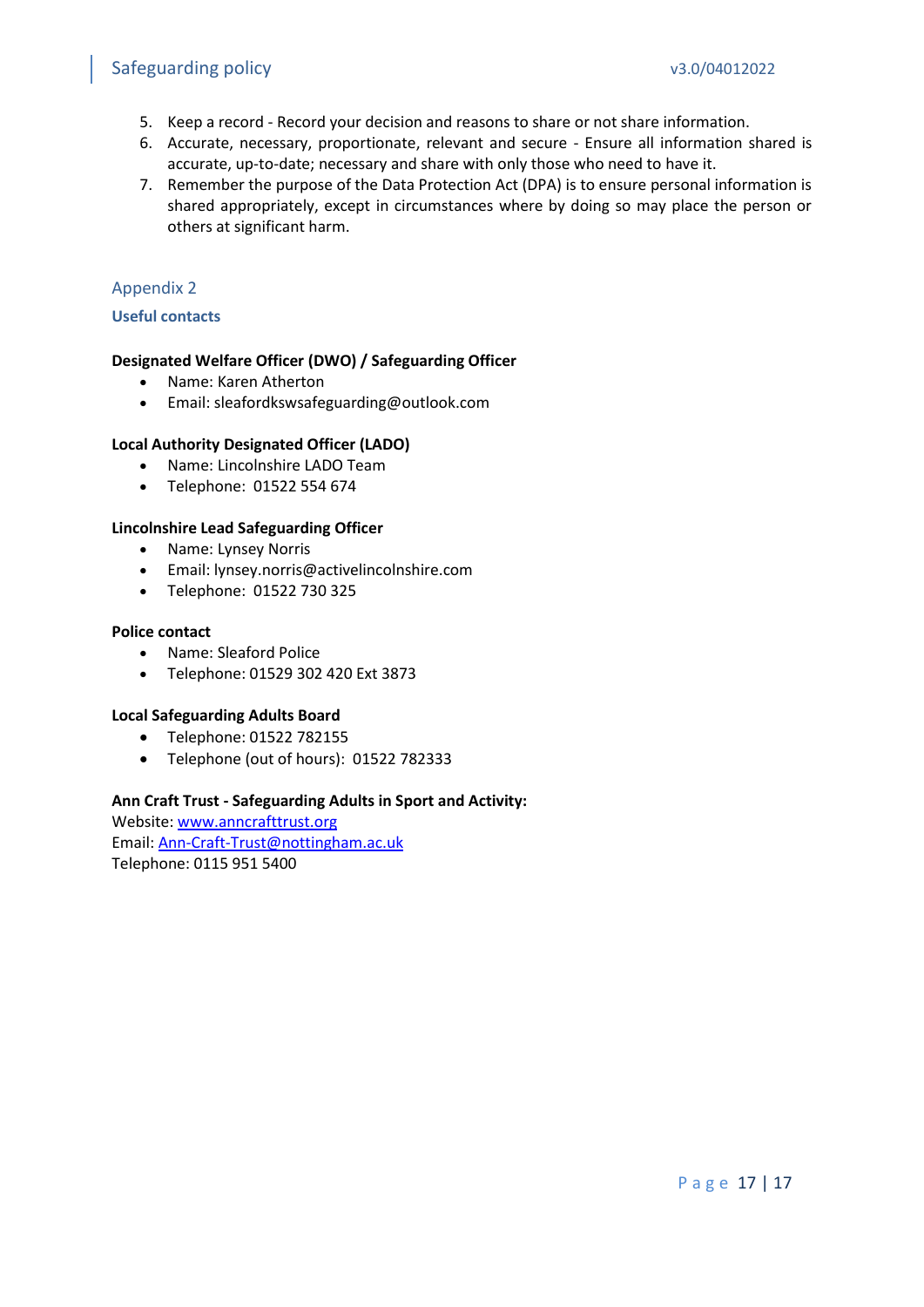5. Keep a record - Record your decision and reasons to share or not share information.
6. Accurate, necessary, proportionate, relevant and secure - Ensure all information shared is accurate, up-to-date; necessary and share with only those who need to have it.
7. Remember the purpose of the Data Protection Act (DPA) is to ensure personal information is shared appropriately, except in circumstances where by doing so may place the person or others at significant harm.

## Appendix 2

### Useful contacts

**Designated Welfare Officer (DWO) / Safeguarding Officer**

- Name: Karen Atherton
- Email: sleafordkswsafeguarding@outlook.com

**Local Authority Designated Officer (LADO)**

- Name: Lincolnshire LADO Team
- Telephone: 01522 554 674

**Lincolnshire Lead Safeguarding Officer**

- Name: Lynsey Norris
- Email: lynsey.norris@activelincolnshire.com
- Telephone: 01522 730 325

**Police contact**

- Name: Sleaford Police
- Telephone: 01529 302 420 Ext 3873

**Local Safeguarding Adults Board**

- Telephone: 01522 782155
- Telephone (out of hours): 01522 782333

**Ann Craft Trust - Safeguarding Adults in Sport and Activity:**

Website: www.anncrafttrust.org
Email: Ann-Craft-Trust@nottingham.ac.uk
Telephone: 0115 951 5400